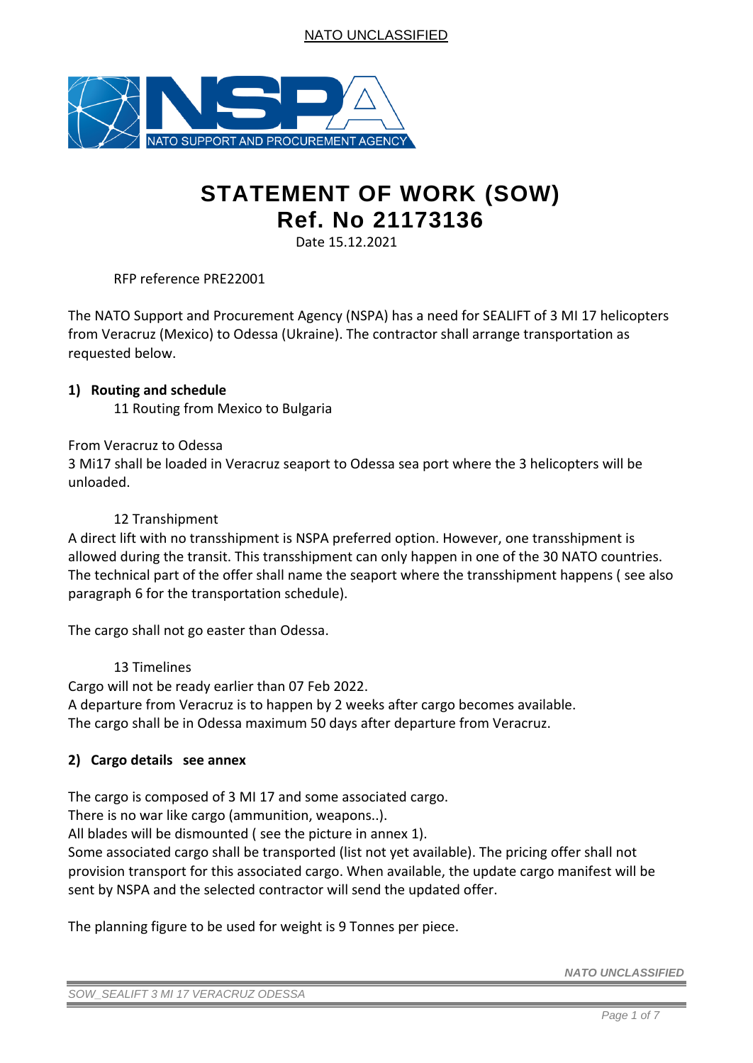# STATEMENT OF WORK (SOW)
# Ref. No 21173136

Date 15.12.2021

RFP reference PRE22001

The NATO Support and Procurement Agency (NSPA) has a need for SEALIFT of 3 MI 17 helicopters from Veracruz (Mexico) to Odessa (Ukraine). The contractor shall arrange transportation as requested below.

## 1) Routing and schedule

11 Routing from Mexico to Bulgaria

From Veracruz to Odessa
3 Mi17 shall be loaded in Veracruz seaport to Odessa sea port where the 3 helicopters will be unloaded.

12 Transhipment

A direct lift with no transshipment is NSPA preferred option. However, one transshipment is allowed during the transit. This transshipment can only happen in one of the 30 NATO countries. The technical part of the offer shall name the seaport where the transshipment happens ( see also paragraph 6 for the transportation schedule).

The cargo shall not go easter than Odessa.

13 Timelines

Cargo will not be ready earlier than 07 Feb 2022.
A departure from Veracruz is to happen by 2 weeks after cargo becomes available.
The cargo shall be in Odessa maximum 50 days after departure from Veracruz.

## 2) Cargo details see annex

The cargo is composed of 3 MI 17 and some associated cargo.
There is no war like cargo (ammunition, weapons..).
All blades will be dismounted ( see the picture in annex 1).
Some associated cargo shall be transported (list not yet available). The pricing offer shall not provision transport for this associated cargo. When available, the update cargo manifest will be sent by NSPA and the selected contractor will send the updated offer.

The planning figure to be used for weight is 9 Tonnes per piece.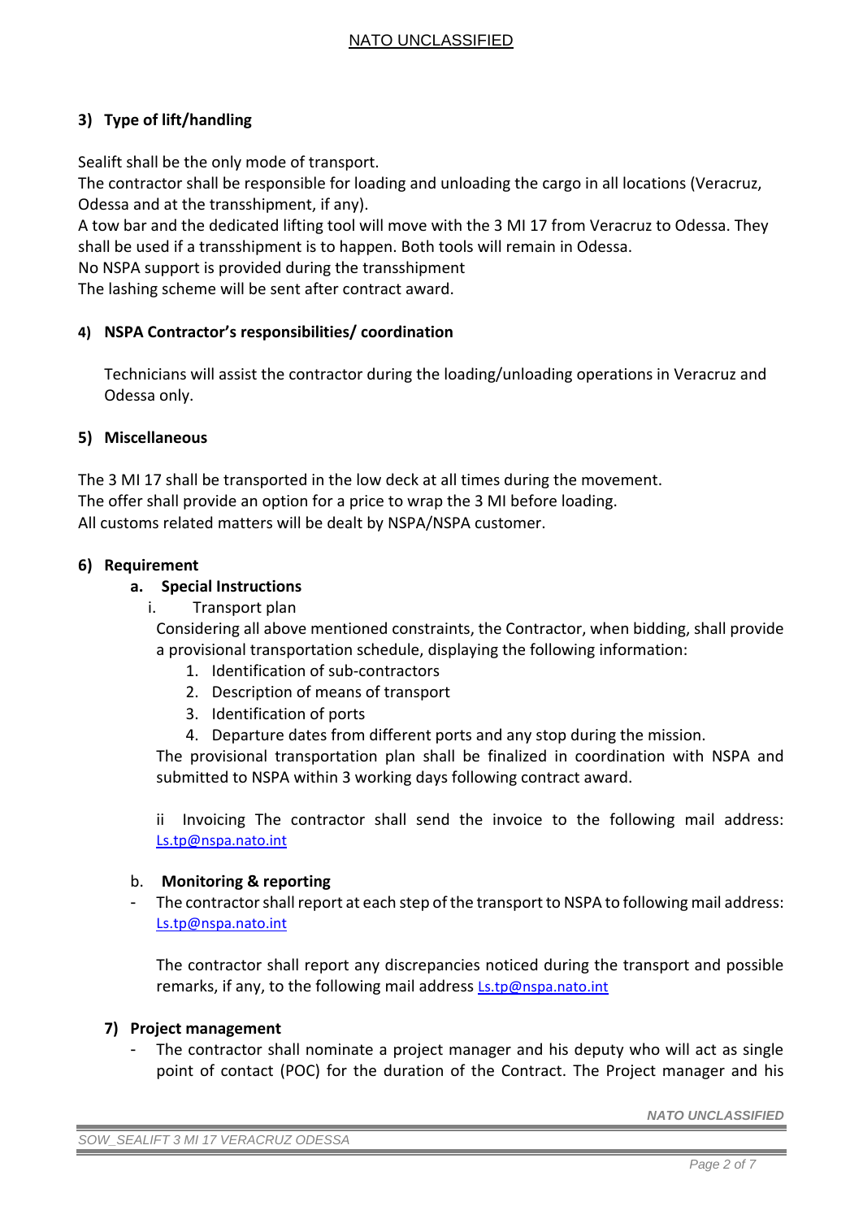### 3) Type of lift/handling

Sealift shall be the only mode of transport.
The contractor shall be responsible for loading and unloading the cargo in all locations (Veracruz, Odessa and at the transshipment, if any).
A tow bar and the dedicated lifting tool will move with the 3 MI 17 from Veracruz to Odessa. They shall be used if a transshipment is to happen. Both tools will remain in Odessa.
No NSPA support is provided during the transshipment
The lashing scheme will be sent after contract award.

### 4) NSPA Contractor's responsibilities/ coordination

Technicians will assist the contractor during the loading/unloading operations in Veracruz and Odessa only.

### 5) Miscellaneous

The 3 MI 17 shall be transported in the low deck at all times during the movement.
The offer shall provide an option for a price to wrap the 3 MI before loading.
All customs related matters will be dealt by NSPA/NSPA customer.

### 6) Requirement

**a. Special Instructions**

i. Transport plan

Considering all above mentioned constraints, the Contractor, when bidding, shall provide a provisional transportation schedule, displaying the following information:

1. Identification of sub-contractors
2. Description of means of transport
3. Identification of ports
4. Departure dates from different ports and any stop during the mission.

The provisional transportation plan shall be finalized in coordination with NSPA and submitted to NSPA within 3 working days following contract award.

ii Invoicing The contractor shall send the invoice to the following mail address: Ls.tp@nspa.nato.int

**b. Monitoring & reporting**

- The contractor shall report at each step of the transport to NSPA to following mail address: Ls.tp@nspa.nato.int

  The contractor shall report any discrepancies noticed during the transport and possible remarks, if any, to the following mail address Ls.tp@nspa.nato.int

### 7) Project management

- The contractor shall nominate a project manager and his deputy who will act as single point of contact (POC) for the duration of the Contract. The Project manager and his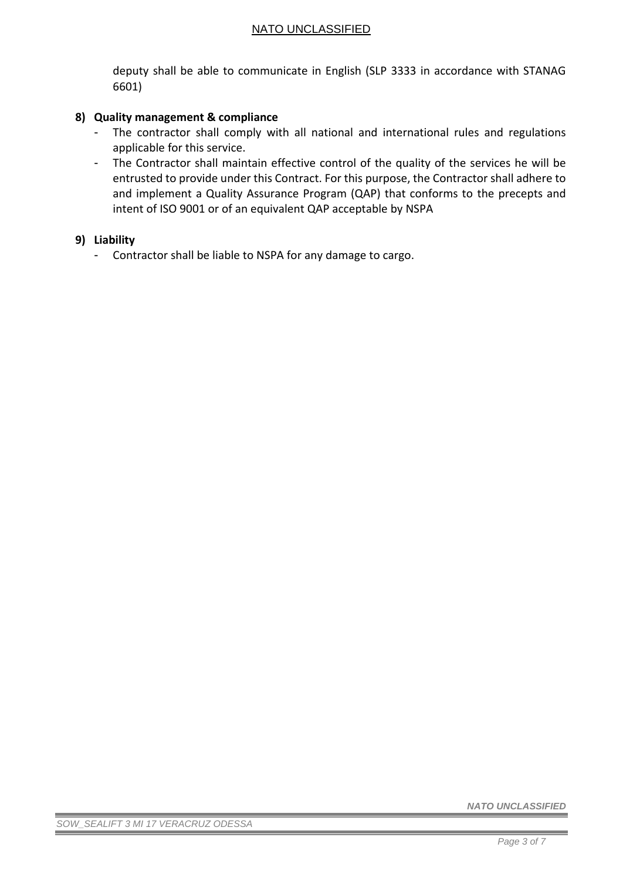deputy shall be able to communicate in English (SLP 3333 in accordance with STANAG 6601)

**8) Quality management & compliance**

- The contractor shall comply with all national and international rules and regulations applicable for this service.
- The Contractor shall maintain effective control of the quality of the services he will be entrusted to provide under this Contract. For this purpose, the Contractor shall adhere to and implement a Quality Assurance Program (QAP) that conforms to the precepts and intent of ISO 9001 or of an equivalent QAP acceptable by NSPA

**9) Liability**

- Contractor shall be liable to NSPA for any damage to cargo.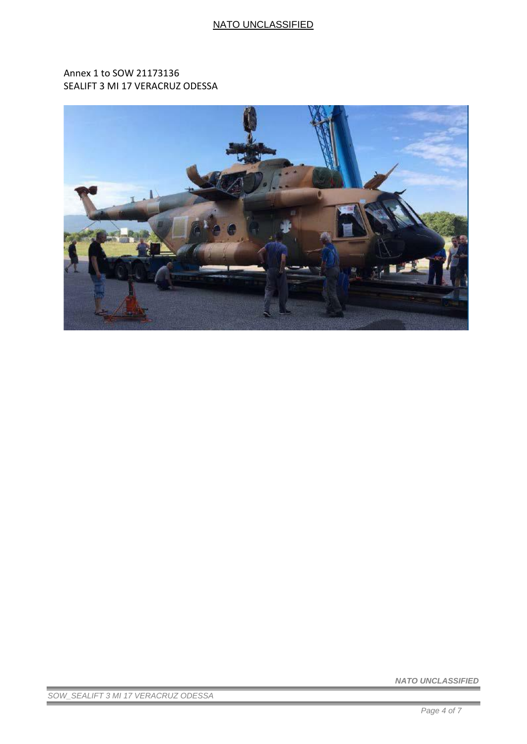Annex 1 to SOW 21173136
SEALIFT 3 MI 17 VERACRUZ ODESSA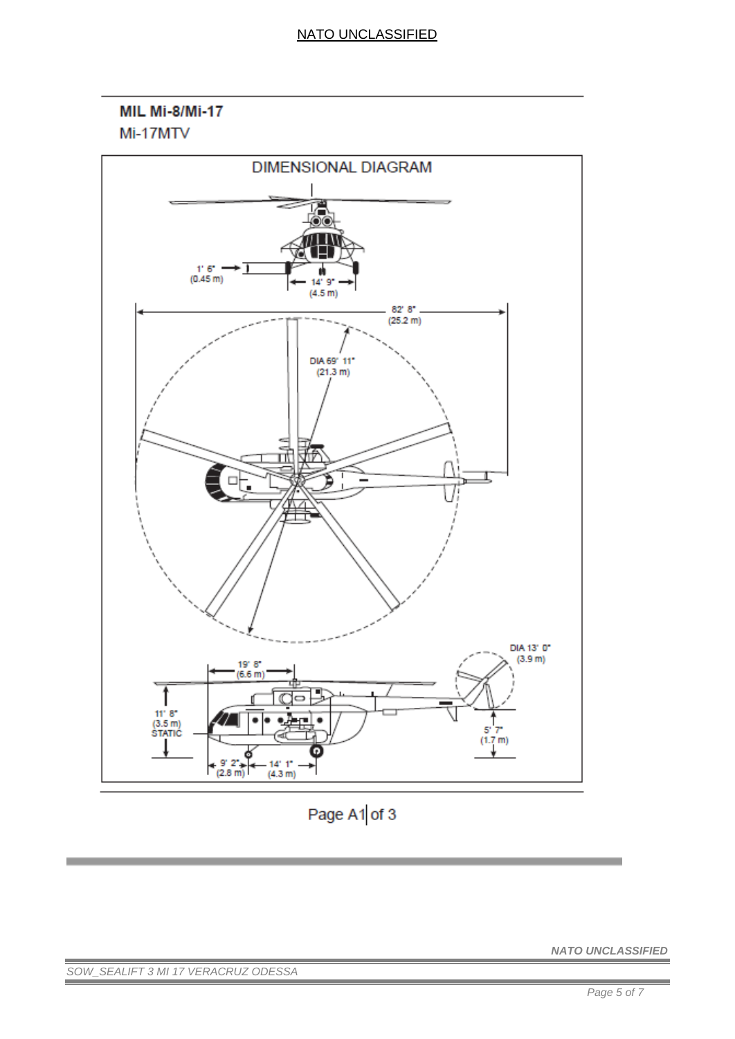## MIL Mi-8/Mi-17

Mi-17MTV

### DIMENSIONAL DIAGRAM

1' 6" (0.45 m)

14' 9" (4.5 m)

82' 8" (25.2 m)

DIA 69' 11" (21.3 m)

DIA 13' 0" (3.9 m)

19' 8" (6.6 m)

11' 8" (3.5 m) STATIC

5' 7" (1.7 m)

9' 2" (2.8 m)

14' 1" (4.3 m)

Page A1 of 3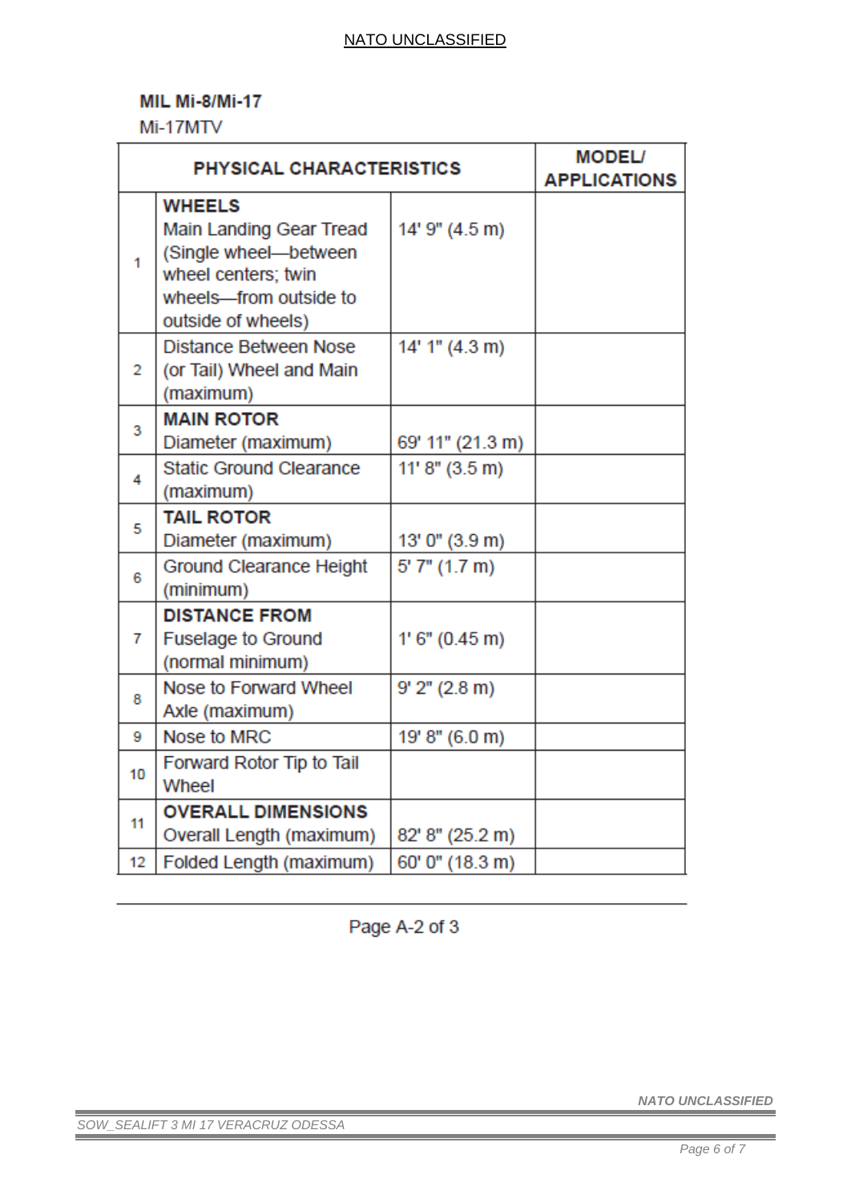**MIL Mi-8/Mi-17**

Mi-17MTV

| PHYSICAL CHARACTERISTICS | | | MODEL/ APPLICATIONS |
|---|---|---|---|
| 1 | **WHEELS** Main Landing Gear Tread (Single wheel—between wheel centers; twin wheels—from outside to outside of wheels) | 14' 9" (4.5 m) | |
| 2 | Distance Between Nose (or Tail) Wheel and Main (maximum) | 14' 1" (4.3 m) | |
| 3 | **MAIN ROTOR** Diameter (maximum) | 69' 11" (21.3 m) | |
| 4 | Static Ground Clearance (maximum) | 11' 8" (3.5 m) | |
| 5 | **TAIL ROTOR** Diameter (maximum) | 13' 0" (3.9 m) | |
| 6 | Ground Clearance Height (minimum) | 5' 7" (1.7 m) | |
| 7 | **DISTANCE FROM** Fuselage to Ground (normal minimum) | 1' 6" (0.45 m) | |
| 8 | Nose to Forward Wheel Axle (maximum) | 9' 2" (2.8 m) | |
| 9 | Nose to MRC | 19' 8" (6.0 m) | |
| 10 | Forward Rotor Tip to Tail Wheel | | |
| 11 | **OVERALL DIMENSIONS** Overall Length (maximum) | 82' 8" (25.2 m) | |
| 12 | Folded Length (maximum) | 60' 0" (18.3 m) | |

Page A-2 of 3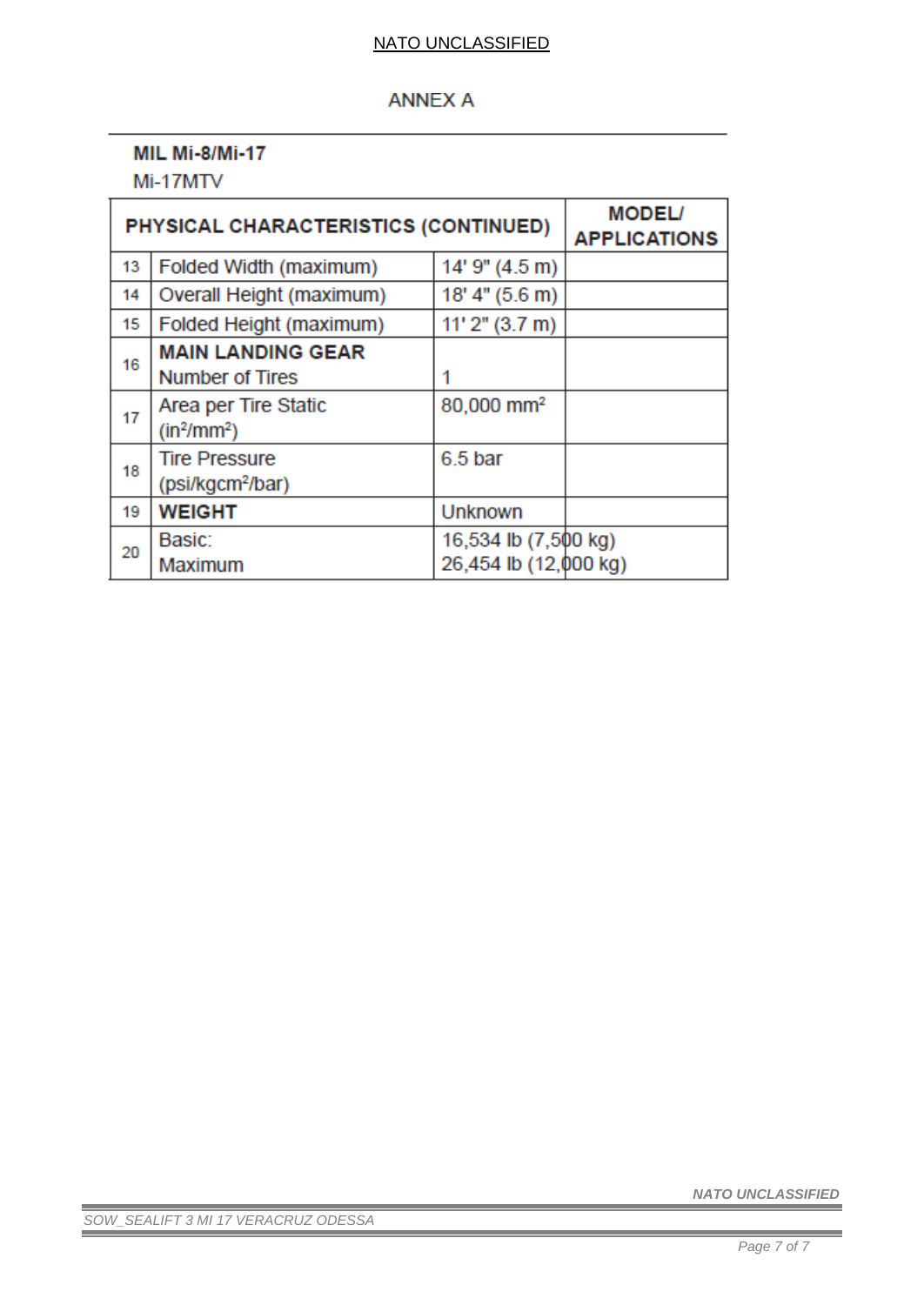NATO UNCLASSIFIED

ANNEX A

**MIL Mi-8/Mi-17**

Mi-17MTV

| PHYSICAL CHARACTERISTICS (CONTINUED) | | | MODEL/ APPLICATIONS |
|---|---|---|---|
| 13 | Folded Width (maximum) | 14' 9" (4.5 m) | |
| 14 | Overall Height (maximum) | 18' 4" (5.6 m) | |
| 15 | Folded Height (maximum) | 11' 2" (3.7 m) | |
| 16 | **MAIN LANDING GEAR** Number of Tires | 1 | |
| 17 | Area per Tire Static ($in^2/mm^2$) | 80,000 $mm^2$ | |
| 18 | Tire Pressure (psi/$kgcm^2$/bar) | 6.5 bar | |
| 19 | **WEIGHT** | Unknown | |
| 20 | Basic: Maximum | 16,534 lb (7,500 kg) 26,454 lb (12,000 kg) | |

NATO UNCLASSIFIED

SOW_SEALIFT 3 MI 17 VERACRUZ ODESSA